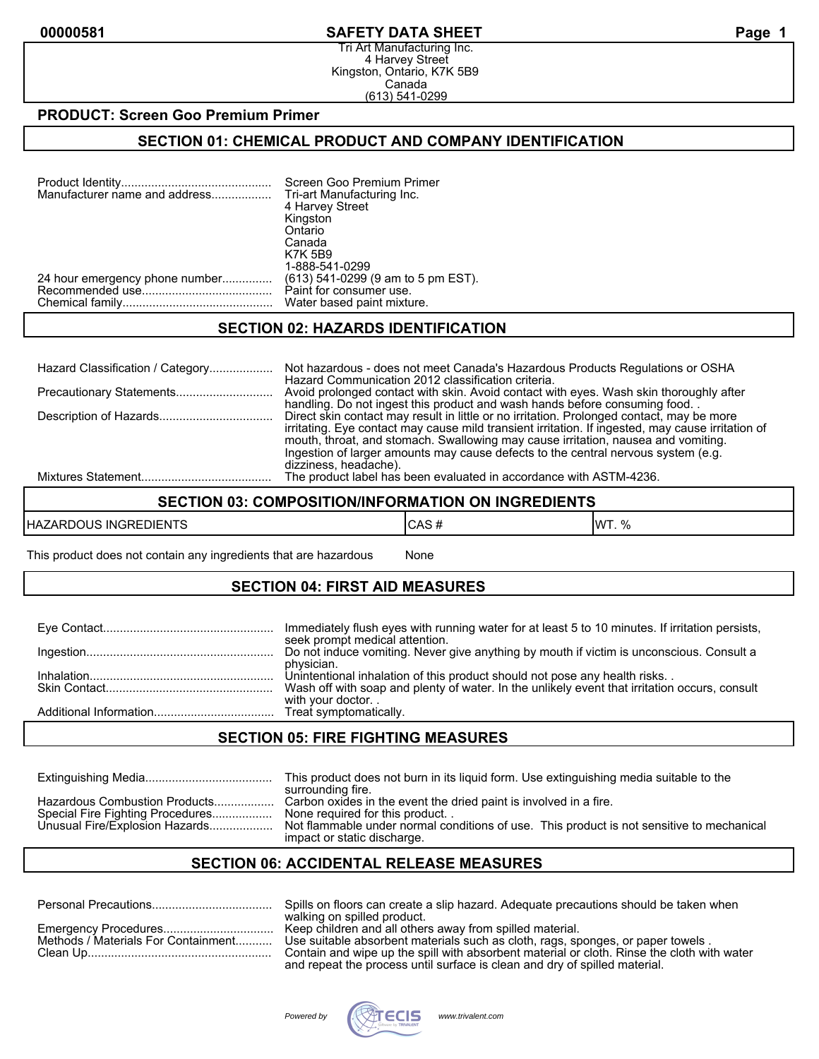# SAFETY DATA SHEET

Tri Art Manufacturing Inc.
4 Harvey Street
Kingston, Ontario, K7K 5B9
Canada
(613) 541-0299

**PRODUCT: Screen Goo Premium Primer**

## SECTION 01: CHEMICAL PRODUCT AND COMPANY IDENTIFICATION

| | |
|---|---|
| Product Identity | Screen Goo Premium Primer |
| Manufacturer name and address | Tri-art Manufacturing Inc.<br>4 Harvey Street<br>Kingston<br>Ontario<br>Canada<br>K7K 5B9<br>1-888-541-0299 |
| 24 hour emergency phone number | (613) 541-0299 (9 am to 5 pm EST). |
| Recommended use | Paint for consumer use. |
| Chemical family | Water based paint mixture. |

## SECTION 02: HAZARDS IDENTIFICATION

| | |
|---|---|
| Hazard Classification / Category | Not hazardous - does not meet Canada's Hazardous Products Regulations or OSHA Hazard Communication 2012 classification criteria. |
| Precautionary Statements | Avoid prolonged contact with skin. Avoid contact with eyes. Wash skin thoroughly after handling. Do not ingest this product and wash hands before consuming food. . |
| Description of Hazards | Direct skin contact may result in little or no irritation. Prolonged contact, may be more irritating. Eye contact may cause mild transient irritation. If ingested, may cause irritation of mouth, throat, and stomach. Swallowing may cause irritation, nausea and vomiting. Ingestion of larger amounts may cause defects to the central nervous system (e.g. dizziness, headache). |
| Mixtures Statement | The product label has been evaluated in accordance with ASTM-4236. |

## SECTION 03: COMPOSITION/INFORMATION ON INGREDIENTS

| HAZARDOUS INGREDIENTS | CAS # | WT. % |
|---|---|---|
| This product does not contain any ingredients that are hazardous | None | |

## SECTION 04: FIRST AID MEASURES

| | |
|---|---|
| Eye Contact | Immediately flush eyes with running water for at least 5 to 10 minutes. If irritation persists, seek prompt medical attention. |
| Ingestion | Do not induce vomiting. Never give anything by mouth if victim is unconscious. Consult a physician. |
| Inhalation | Unintentional inhalation of this product should not pose any health risks. . |
| Skin Contact | Wash off with soap and plenty of water. In the unlikely event that irritation occurs, consult with your doctor. . |
| Additional Information | Treat symptomatically. |

## SECTION 05: FIRE FIGHTING MEASURES

| | |
|---|---|
| Extinguishing Media | This product does not burn in its liquid form. Use extinguishing media suitable to the surrounding fire. |
| Hazardous Combustion Products | Carbon oxides in the event the dried paint is involved in a fire. |
| Special Fire Fighting Procedures | None required for this product. . |
| Unusual Fire/Explosion Hazards | Not flammable under normal conditions of use. This product is not sensitive to mechanical impact or static discharge. |

## SECTION 06: ACCIDENTAL RELEASE MEASURES

| | |
|---|---|
| Personal Precautions | Spills on floors can create a slip hazard. Adequate precautions should be taken when walking on spilled product. |
| Emergency Procedures | Keep children and all others away from spilled material. |
| Methods / Materials For Containment | Use suitable absorbent materials such as cloth, rags, sponges, or paper towels . |
| Clean Up | Contain and wipe up the spill with absorbent material or cloth. Rinse the cloth with water and repeat the process until surface is clean and dry of spilled material. |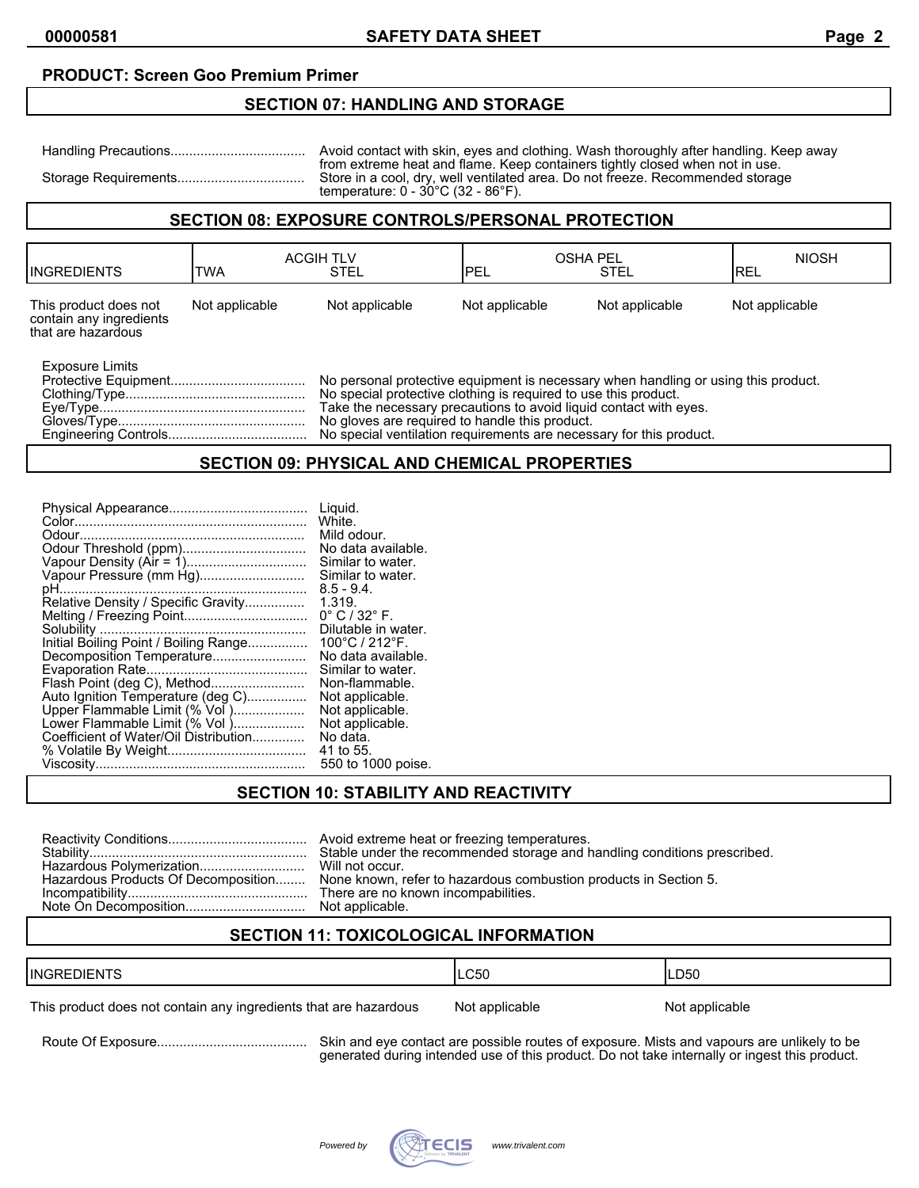**PRODUCT: Screen Goo Premium Primer**

## SECTION 07: HANDLING AND STORAGE

Handling Precautions.................................... Avoid contact with skin, eyes and clothing. Wash thoroughly after handling. Keep away from extreme heat and flame. Keep containers tightly closed when not in use.

Storage Requirements................................. Store in a cool, dry, well ventilated area. Do not freeze. Recommended storage temperature: 0 - 30°C (32 - 86°F).

## SECTION 08: EXPOSURE CONTROLS/PERSONAL PROTECTION

| INGREDIENTS | ACGIH TLV | | OSHA PEL | | NIOSH |
|---|---|---|---|---|---|
| | TWA | STEL | PEL | STEL | REL |
| This product does not contain any ingredients that are hazardous | Not applicable | Not applicable | Not applicable | Not applicable | Not applicable |

Exposure Limits

Protective Equipment.................................... No personal protective equipment is necessary when handling or using this product.

Clothing/Type................................................ No special protective clothing is required to use this product.

Eye/Type....................................................... Take the necessary precautions to avoid liquid contact with eyes.

Gloves/Type.................................................. No gloves are required to handle this product.

Engineering Controls..................................... No special ventilation requirements are necessary for this product.

## SECTION 09: PHYSICAL AND CHEMICAL PROPERTIES

Physical Appearance..................................... Liquid.

Color............................................................. White.

Odour............................................................ Mild odour.

Odour Threshold (ppm)................................. No data available.

Vapour Density (Air = 1)................................ Similar to water.

Vapour Pressure (mm Hg)............................. Similar to water.

pH.................................................................. 8.5 - 9.4.

Relative Density / Specific Gravity................ 1.319.

Melting / Freezing Point................................. 0° C / 32° F.

Solubility ....................................................... Dilutable in water.

Initial Boiling Point / Boiling Range................ 100°C / 212°F.

Decomposition Temperature......................... No data available.

Evaporation Rate........................................... Similar to water.

Flash Point (deg C), Method......................... Non-flammable.

Auto Ignition Temperature (deg C)................ Not applicable.

Upper Flammable Limit (% Vol )................... Not applicable.

Lower Flammable Limit (% Vol )................... Not applicable.

Coefficient of Water/Oil Distribution.............. No data.

% Volatile By Weight..................................... 41 to 55.

Viscosity....................................................... 550 to 1000 poise.

## SECTION 10: STABILITY AND REACTIVITY

Reactivity Conditions..................................... Avoid extreme heat or freezing temperatures.

Stability.......................................................... Stable under the recommended storage and handling conditions prescribed.

Hazardous Polymerization............................ Will not occur.

Hazardous Products Of Decomposition........ None known, refer to hazardous combustion products in Section 5.

Incompatibility................................................ There are no known incompatibilities.

Note On Decomposition................................ Not applicable.

## SECTION 11: TOXICOLOGICAL INFORMATION

| INGREDIENTS | LC50 | LD50 |
|---|---|---|
| This product does not contain any ingredients that are hazardous | Not applicable | Not applicable |

Route Of Exposure........................................ Skin and eye contact are possible routes of exposure. Mists and vapours are unlikely to be generated during intended use of this product. Do not take internally or ingest this product.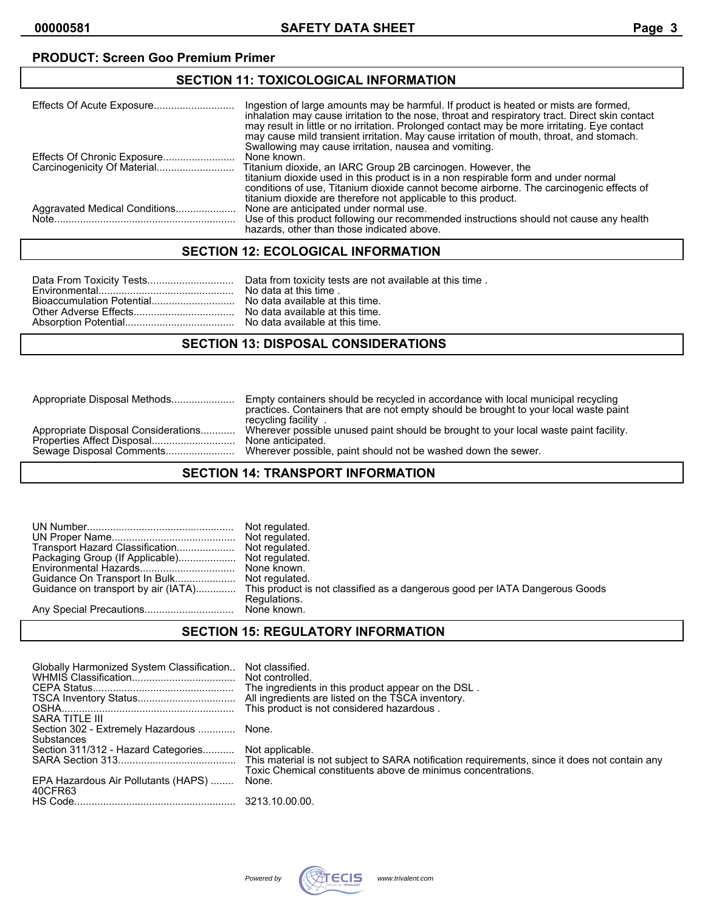**PRODUCT: Screen Goo Premium Primer**

## SECTION 11: TOXICOLOGICAL INFORMATION

| | |
|---|---|
| Effects Of Acute Exposure | Ingestion of large amounts may be harmful. If product is heated or mists are formed, inhalation may cause irritation to the nose, throat and respiratory tract. Direct skin contact may result in little or no irritation. Prolonged contact may be more irritating. Eye contact may cause mild transient irritation. May cause irritation of mouth, throat, and stomach. Swallowing may cause irritation, nausea and vomiting. |
| Effects Of Chronic Exposure | None known. |
| Carcinogenicity Of Material | Titanium dioxide, an IARC Group 2B carcinogen. However, the titanium dioxide used in this product is in a non respirable form and under normal conditions of use, Titanium dioxide cannot become airborne. The carcinogenic effects of titanium dioxide are therefore not applicable to this product. |
| Aggravated Medical Conditions | None are anticipated under normal use. |
| Note | Use of this product following our recommended instructions should not cause any health hazards, other than those indicated above. |

## SECTION 12: ECOLOGICAL INFORMATION

| | |
|---|---|
| Data From Toxicity Tests | Data from toxicity tests are not available at this time . |
| Environmental | No data at this time . |
| Bioaccumulation Potential | No data available at this time. |
| Other Adverse Effects | No data available at this time. |
| Absorption Potential | No data available at this time. |

## SECTION 13: DISPOSAL CONSIDERATIONS

| | |
|---|---|
| Appropriate Disposal Methods | Empty containers should be recycled in accordance with local municipal recycling practices. Containers that are not empty should be brought to your local waste paint recycling facility . |
| Appropriate Disposal Considerations | Wherever possible unused paint should be brought to your local waste paint facility. |
| Properties Affect Disposal | None anticipated. |
| Sewage Disposal Comments | Wherever possible, paint should not be washed down the sewer. |

## SECTION 14: TRANSPORT INFORMATION

| | |
|---|---|
| UN Number | Not regulated. |
| UN Proper Name | Not regulated. |
| Transport Hazard Classification | Not regulated. |
| Packaging Group (If Applicable) | Not regulated. |
| Environmental Hazards | None known. |
| Guidance On Transport In Bulk | Not regulated. |
| Guidance on transport by air (IATA) | This product is not classified as a dangerous good per IATA Dangerous Goods Regulations. |
| Any Special Precautions | None known. |

## SECTION 15: REGULATORY INFORMATION

| | |
|---|---|
| Globally Harmonized System Classification | Not classified. |
| WHMIS Classification | Not controlled. |
| CEPA Status | The ingredients in this product appear on the DSL . |
| TSCA Inventory Status | All ingredients are listed on the TSCA inventory. |
| OSHA | This product is not considered hazardous . |
| SARA TITLE III | |
| Section 302 - Extremely Hazardous Substances | None. |
| Section 311/312 - Hazard Categories | Not applicable. |
| SARA Section 313 | This material is not subject to SARA notification requirements, since it does not contain any Toxic Chemical constituents above de minimus concentrations. |
| EPA Hazardous Air Pollutants (HAPS) 40CFR63 | None. |
| HS Code | 3213.10.00.00. |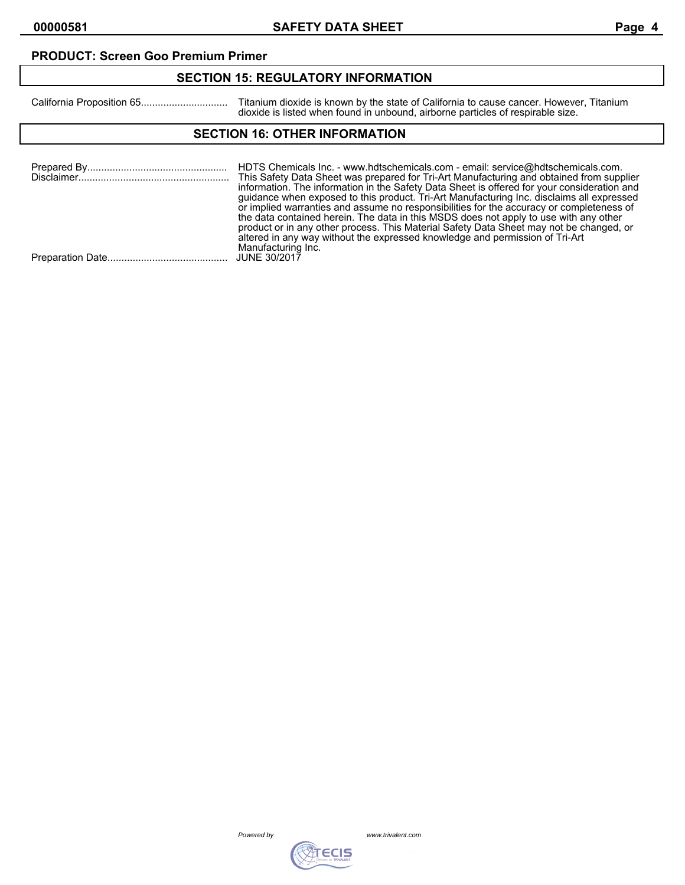**PRODUCT: Screen Goo Premium Primer**

## SECTION 15: REGULATORY INFORMATION

California Proposition 65............................... Titanium dioxide is known by the state of California to cause cancer. However, Titanium dioxide is listed when found in unbound, airborne particles of respirable size.

## SECTION 16: OTHER INFORMATION

Prepared By................................................. HDTS Chemicals Inc. - www.hdtschemicals.com - email: service@hdtschemicals.com.

Disclaimer..................................................... This Safety Data Sheet was prepared for Tri-Art Manufacturing and obtained from supplier information. The information in the Safety Data Sheet is offered for your consideration and guidance when exposed to this product. Tri-Art Manufacturing Inc. disclaims all expressed or implied warranties and assume no responsibilities for the accuracy or completeness of the data contained herein. The data in this MSDS does not apply to use with any other product or in any other process. This Material Safety Data Sheet may not be changed, or altered in any way without the expressed knowledge and permission of Tri-Art Manufacturing Inc.

Preparation Date.......................................... JUNE 30/2017

*Powered by* *www.trivalent.com*